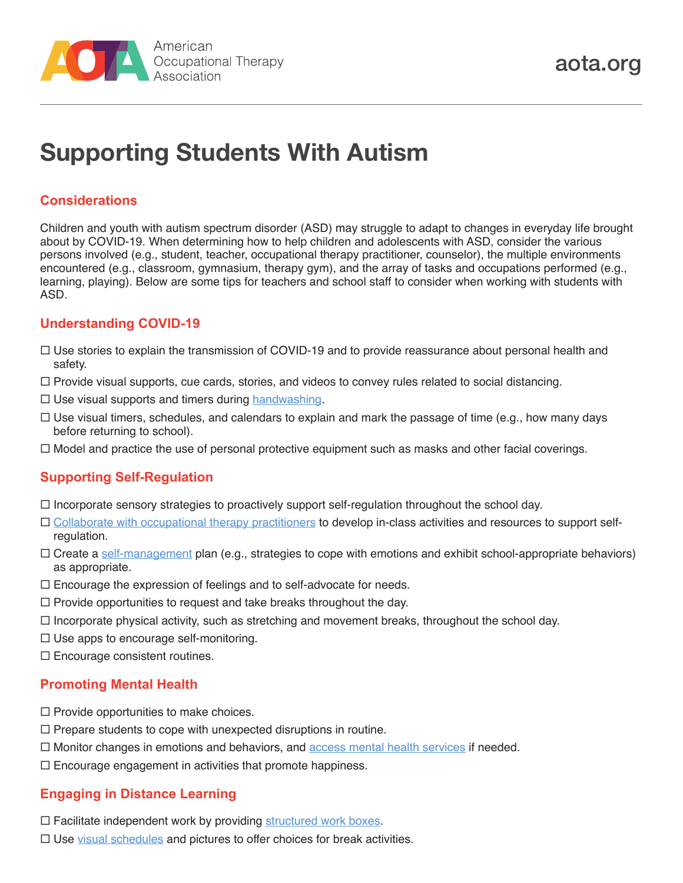# Supporting Students With Autism

## Considerations

Children and youth with autism spectrum disorder (ASD) may struggle to adapt to changes in everyday life brought about by COVID-19. When determining how to help children and adolescents with ASD, consider the various persons involved (e.g., student, teacher, occupational therapy practitioner, counselor), the multiple environments encountered (e.g., classroom, gymnasium, therapy gym), and the array of tasks and occupations performed (e.g., learning, playing). Below are some tips for teachers and school staff to consider when working with students with ASD.

## Understanding COVID-19

- ☐ Use stories to explain the transmission of COVID-19 and to provide reassurance about personal health and safety.
- ☐ Provide visual supports, cue cards, stories, and videos to convey rules related to social distancing.
- ☐ Use visual supports and timers during handwashing.
- ☐ Use visual timers, schedules, and calendars to explain and mark the passage of time (e.g., how many days before returning to school).
- ☐ Model and practice the use of personal protective equipment such as masks and other facial coverings.

## Supporting Self-Regulation

- ☐ Incorporate sensory strategies to proactively support self-regulation throughout the school day.
- ☐ Collaborate with occupational therapy practitioners to develop in-class activities and resources to support self-regulation.
- ☐ Create a self-management plan (e.g., strategies to cope with emotions and exhibit school-appropriate behaviors) as appropriate.
- ☐ Encourage the expression of feelings and to self-advocate for needs.
- ☐ Provide opportunities to request and take breaks throughout the day.
- ☐ Incorporate physical activity, such as stretching and movement breaks, throughout the school day.
- ☐ Use apps to encourage self-monitoring.
- ☐ Encourage consistent routines.

## Promoting Mental Health

- ☐ Provide opportunities to make choices.
- ☐ Prepare students to cope with unexpected disruptions in routine.
- ☐ Monitor changes in emotions and behaviors, and access mental health services if needed.
- ☐ Encourage engagement in activities that promote happiness.

## Engaging in Distance Learning

- ☐ Facilitate independent work by providing structured work boxes.
- ☐ Use visual schedules and pictures to offer choices for break activities.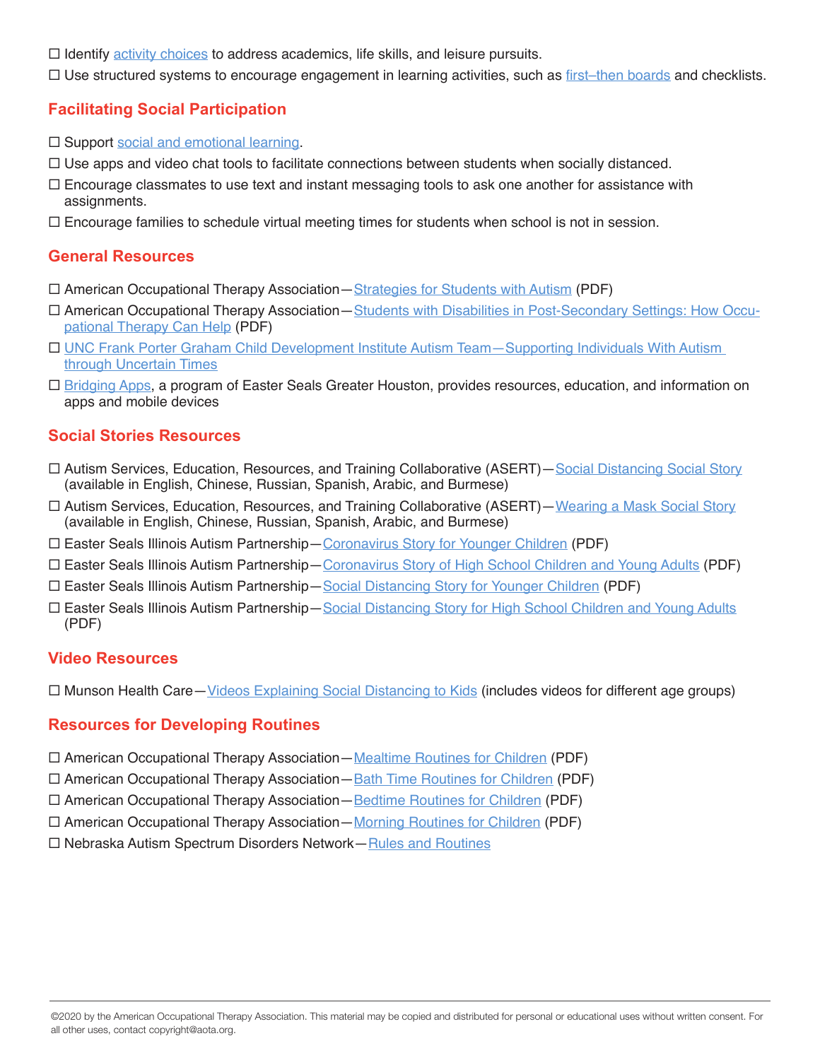☐ Identify activity choices to address academics, life skills, and leisure pursuits.

☐ Use structured systems to encourage engagement in learning activities, such as first–then boards and checklists.

## Facilitating Social Participation

☐ Support social and emotional learning.

☐ Use apps and video chat tools to facilitate connections between students when socially distanced.

☐ Encourage classmates to use text and instant messaging tools to ask one another for assistance with assignments.

☐ Encourage families to schedule virtual meeting times for students when school is not in session.

## General Resources

☐ American Occupational Therapy Association—Strategies for Students with Autism (PDF)

☐ American Occupational Therapy Association—Students with Disabilities in Post-Secondary Settings: How Occupational Therapy Can Help (PDF)

☐ UNC Frank Porter Graham Child Development Institute Autism Team—Supporting Individuals With Autism through Uncertain Times

☐ Bridging Apps, a program of Easter Seals Greater Houston, provides resources, education, and information on apps and mobile devices

## Social Stories Resources

☐ Autism Services, Education, Resources, and Training Collaborative (ASERT)—Social Distancing Social Story (available in English, Chinese, Russian, Spanish, Arabic, and Burmese)

☐ Autism Services, Education, Resources, and Training Collaborative (ASERT)—Wearing a Mask Social Story (available in English, Chinese, Russian, Spanish, Arabic, and Burmese)

☐ Easter Seals Illinois Autism Partnership—Coronavirus Story for Younger Children (PDF)

☐ Easter Seals Illinois Autism Partnership—Coronavirus Story of High School Children and Young Adults (PDF)

☐ Easter Seals Illinois Autism Partnership—Social Distancing Story for Younger Children (PDF)

☐ Easter Seals Illinois Autism Partnership—Social Distancing Story for High School Children and Young Adults (PDF)

## Video Resources

☐ Munson Health Care—Videos Explaining Social Distancing to Kids (includes videos for different age groups)

## Resources for Developing Routines

☐ American Occupational Therapy Association—Mealtime Routines for Children (PDF)

☐ American Occupational Therapy Association—Bath Time Routines for Children (PDF)

☐ American Occupational Therapy Association—Bedtime Routines for Children (PDF)

☐ American Occupational Therapy Association—Morning Routines for Children (PDF)

☐ Nebraska Autism Spectrum Disorders Network—Rules and Routines

©2020 by the American Occupational Therapy Association. This material may be copied and distributed for personal or educational uses without written consent. For all other uses, contact copyright@aota.org.